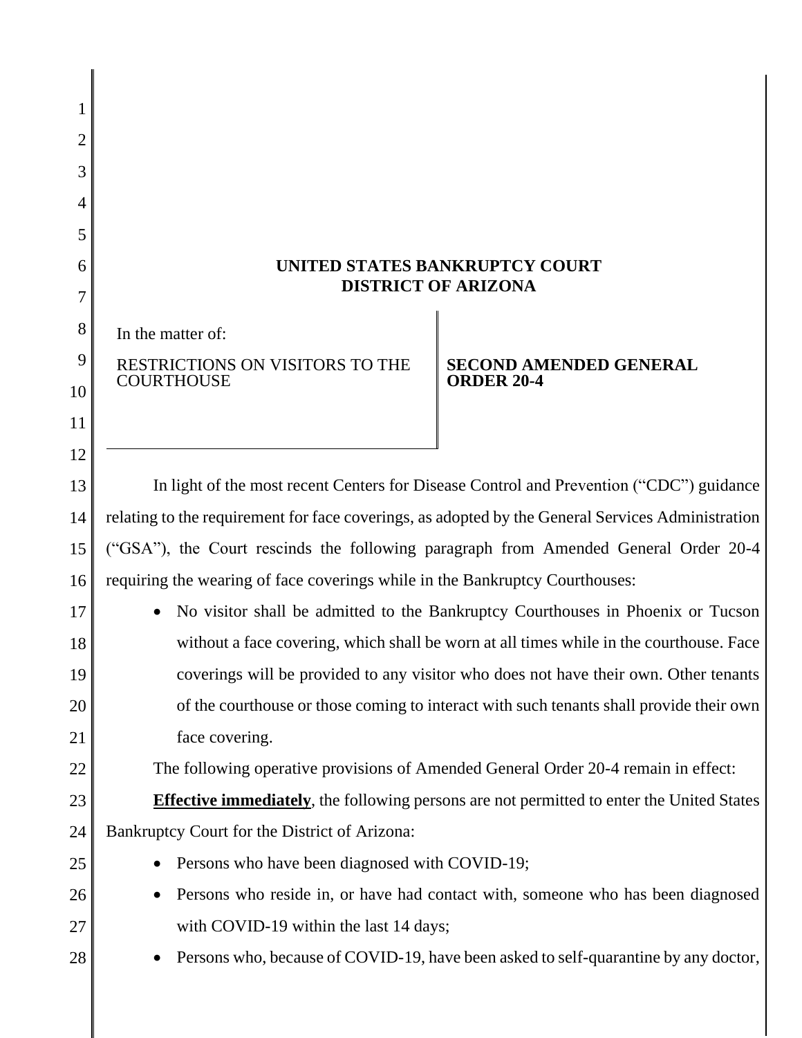# UNITED STATES BANKRUPTCY COURT
# DISTRICT OF ARIZONA

In the matter of:

RESTRICTIONS ON VISITORS TO THE COURTHOUSE

**SECOND AMENDED GENERAL ORDER 20-4**

In light of the most recent Centers for Disease Control and Prevention ("CDC") guidance relating to the requirement for face coverings, as adopted by the General Services Administration ("GSA"), the Court rescinds the following paragraph from Amended General Order 20-4 requiring the wearing of face coverings while in the Bankruptcy Courthouses:

- No visitor shall be admitted to the Bankruptcy Courthouses in Phoenix or Tucson without a face covering, which shall be worn at all times while in the courthouse. Face coverings will be provided to any visitor who does not have their own. Other tenants of the courthouse or those coming to interact with such tenants shall provide their own face covering.

The following operative provisions of Amended General Order 20-4 remain in effect:

**Effective immediately**, the following persons are not permitted to enter the United States Bankruptcy Court for the District of Arizona:

- Persons who have been diagnosed with COVID-19;
- Persons who reside in, or have had contact with, someone who has been diagnosed with COVID-19 within the last 14 days;
- Persons who, because of COVID-19, have been asked to self-quarantine by any doctor,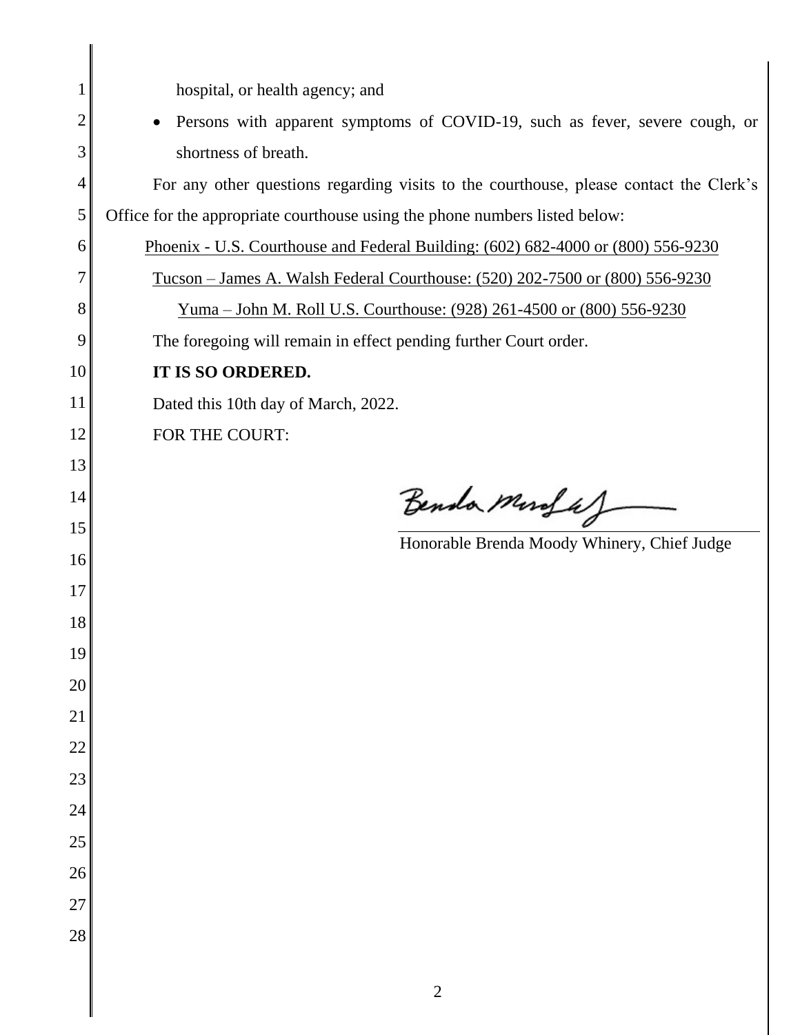hospital, or health agency; and

- Persons with apparent symptoms of COVID-19, such as fever, severe cough, or shortness of breath.

For any other questions regarding visits to the courthouse, please contact the Clerk's Office for the appropriate courthouse using the phone numbers listed below:

Phoenix - U.S. Courthouse and Federal Building: (602) 682-4000 or (800) 556-9230

Tucson – James A. Walsh Federal Courthouse: (520) 202-7500 or (800) 556-9230

Yuma – John M. Roll U.S. Courthouse: (928) 261-4500 or (800) 556-9230

The foregoing will remain in effect pending further Court order.

**IT IS SO ORDERED.**

Dated this 10th day of March, 2022.

FOR THE COURT:

Honorable Brenda Moody Whinery, Chief Judge